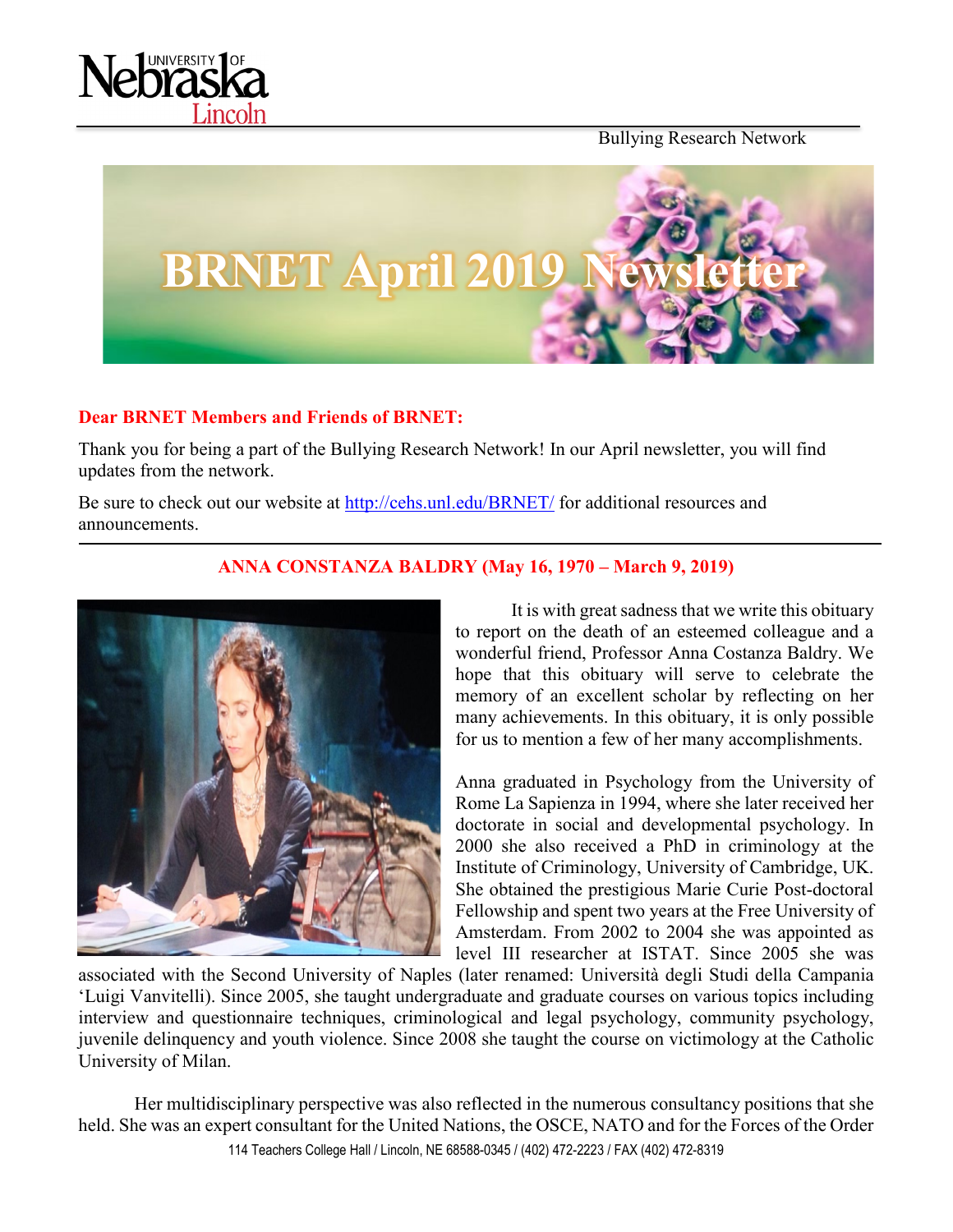Bullying Research Network

# BRNET April 2019 Newsletter

**Dear BRNET Members and Friends of BRNET:**

Thank you for being a part of the Bullying Research Network! In our April newsletter, you will find updates from the network.

Be sure to check out our website at http://cehs.unl.edu/BRNET/ for additional resources and announcements.

---

## ANNA CONSTANZA BALDRY (May 16, 1970 – March 9, 2019)

It is with great sadness that we write this obituary to report on the death of an esteemed colleague and a wonderful friend, Professor Anna Costanza Baldry. We hope that this obituary will serve to celebrate the memory of an excellent scholar by reflecting on her many achievements. In this obituary, it is only possible for us to mention a few of her many accomplishments.

Anna graduated in Psychology from the University of Rome La Sapienza in 1994, where she later received her doctorate in social and developmental psychology. In 2000 she also received a PhD in criminology at the Institute of Criminology, University of Cambridge, UK. She obtained the prestigious Marie Curie Post-doctoral Fellowship and spent two years at the Free University of Amsterdam. From 2002 to 2004 she was appointed as level III researcher at ISTAT. Since 2005 she was associated with the Second University of Naples (later renamed: Università degli Studi della Campania 'Luigi Vanvitelli). Since 2005, she taught undergraduate and graduate courses on various topics including interview and questionnaire techniques, criminological and legal psychology, community psychology, juvenile delinquency and youth violence. Since 2008 she taught the course on victimology at the Catholic University of Milan.

Her multidisciplinary perspective was also reflected in the numerous consultancy positions that she held. She was an expert consultant for the United Nations, the OSCE, NATO and for the Forces of the Order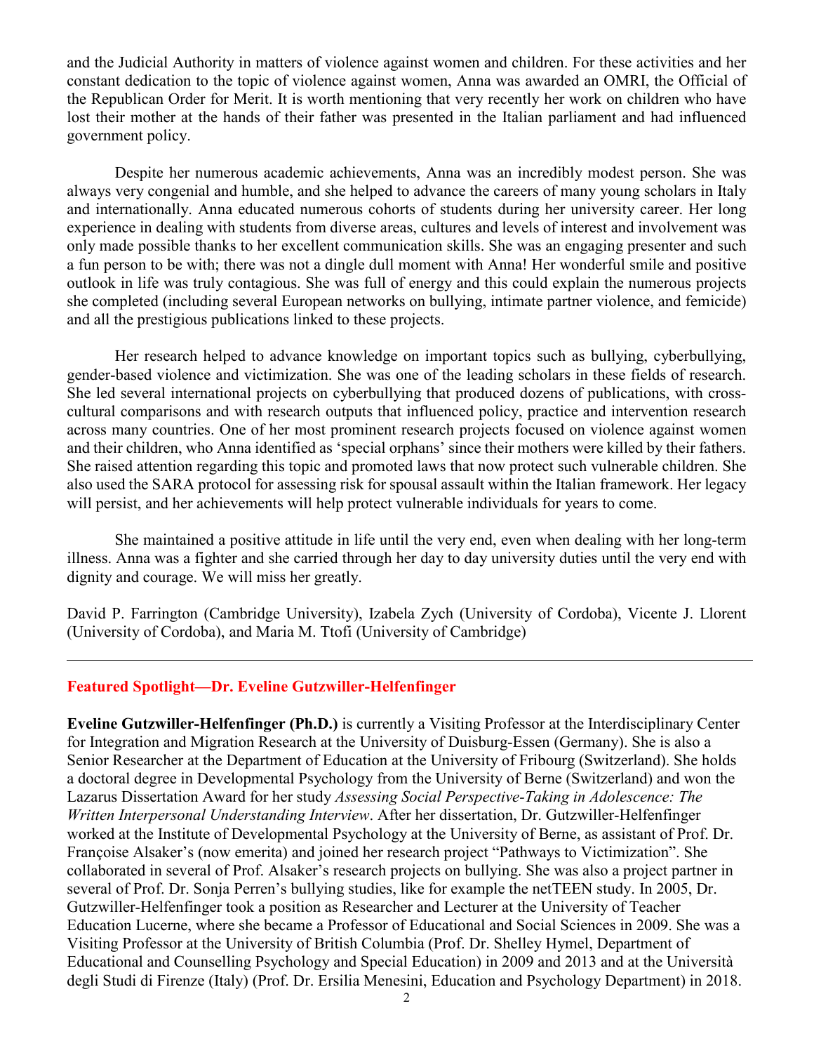and the Judicial Authority in matters of violence against women and children. For these activities and her constant dedication to the topic of violence against women, Anna was awarded an OMRI, the Official of the Republican Order for Merit. It is worth mentioning that very recently her work on children who have lost their mother at the hands of their father was presented in the Italian parliament and had influenced government policy.

Despite her numerous academic achievements, Anna was an incredibly modest person. She was always very congenial and humble, and she helped to advance the careers of many young scholars in Italy and internationally. Anna educated numerous cohorts of students during her university career. Her long experience in dealing with students from diverse areas, cultures and levels of interest and involvement was only made possible thanks to her excellent communication skills. She was an engaging presenter and such a fun person to be with; there was not a dingle dull moment with Anna! Her wonderful smile and positive outlook in life was truly contagious. She was full of energy and this could explain the numerous projects she completed (including several European networks on bullying, intimate partner violence, and femicide) and all the prestigious publications linked to these projects.

Her research helped to advance knowledge on important topics such as bullying, cyberbullying, gender-based violence and victimization. She was one of the leading scholars in these fields of research. She led several international projects on cyberbullying that produced dozens of publications, with cross-cultural comparisons and with research outputs that influenced policy, practice and intervention research across many countries. One of her most prominent research projects focused on violence against women and their children, who Anna identified as 'special orphans' since their mothers were killed by their fathers. She raised attention regarding this topic and promoted laws that now protect such vulnerable children. She also used the SARA protocol for assessing risk for spousal assault within the Italian framework. Her legacy will persist, and her achievements will help protect vulnerable individuals for years to come.

She maintained a positive attitude in life until the very end, even when dealing with her long-term illness. Anna was a fighter and she carried through her day to day university duties until the very end with dignity and courage. We will miss her greatly.

David P. Farrington (Cambridge University), Izabela Zych (University of Cordoba), Vicente J. Llorent (University of Cordoba), and Maria M. Ttofi (University of Cambridge)

---

## Featured Spotlight—Dr. Eveline Gutzwiller-Helfenfinger

**Eveline Gutzwiller-Helfenfinger (Ph.D.)** is currently a Visiting Professor at the Interdisciplinary Center for Integration and Migration Research at the University of Duisburg-Essen (Germany). She is also a Senior Researcher at the Department of Education at the University of Fribourg (Switzerland). She holds a doctoral degree in Developmental Psychology from the University of Berne (Switzerland) and won the Lazarus Dissertation Award for her study *Assessing Social Perspective-Taking in Adolescence: The Written Interpersonal Understanding Interview*. After her dissertation, Dr. Gutzwiller-Helfenfinger worked at the Institute of Developmental Psychology at the University of Berne, as assistant of Prof. Dr. Françoise Alsaker's (now emerita) and joined her research project "Pathways to Victimization". She collaborated in several of Prof. Alsaker's research projects on bullying. She was also a project partner in several of Prof. Dr. Sonja Perren's bullying studies, like for example the netTEEN study. In 2005, Dr. Gutzwiller-Helfenfinger took a position as Researcher and Lecturer at the University of Teacher Education Lucerne, where she became a Professor of Educational and Social Sciences in 2009. She was a Visiting Professor at the University of British Columbia (Prof. Dr. Shelley Hymel, Department of Educational and Counselling Psychology and Special Education) in 2009 and 2013 and at the Università degli Studi di Firenze (Italy) (Prof. Dr. Ersilia Menesini, Education and Psychology Department) in 2018.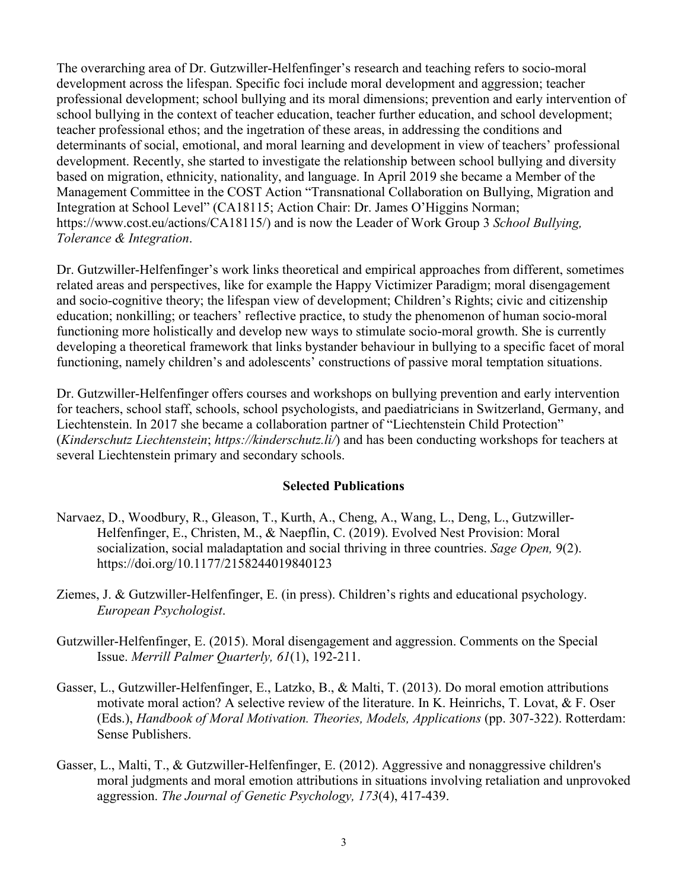The overarching area of Dr. Gutzwiller-Helfenfinger's research and teaching refers to socio-moral development across the lifespan. Specific foci include moral development and aggression; teacher professional development; school bullying and its moral dimensions; prevention and early intervention of school bullying in the context of teacher education, teacher further education, and school development; teacher professional ethos; and the ingetration of these areas, in addressing the conditions and determinants of social, emotional, and moral learning and development in view of teachers' professional development. Recently, she started to investigate the relationship between school bullying and diversity based on migration, ethnicity, nationality, and language. In April 2019 she became a Member of the Management Committee in the COST Action "Transnational Collaboration on Bullying, Migration and Integration at School Level" (CA18115; Action Chair: Dr. James O'Higgins Norman; https://www.cost.eu/actions/CA18115/) and is now the Leader of Work Group 3 *School Bullying, Tolerance & Integration*.

Dr. Gutzwiller-Helfenfinger's work links theoretical and empirical approaches from different, sometimes related areas and perspectives, like for example the Happy Victimizer Paradigm; moral disengagement and socio-cognitive theory; the lifespan view of development; Children's Rights; civic and citizenship education; nonkilling; or teachers' reflective practice, to study the phenomenon of human socio-moral functioning more holistically and develop new ways to stimulate socio-moral growth. She is currently developing a theoretical framework that links bystander behaviour in bullying to a specific facet of moral functioning, namely children's and adolescents' constructions of passive moral temptation situations.

Dr. Gutzwiller-Helfenfinger offers courses and workshops on bullying prevention and early intervention for teachers, school staff, schools, school psychologists, and paediatricians in Switzerland, Germany, and Liechtenstein. In 2017 she became a collaboration partner of "Liechtenstein Child Protection" (*Kinderschutz Liechtenstein*; *https://kinderschutz.li/*) and has been conducting workshops for teachers at several Liechtenstein primary and secondary schools.

## Selected Publications

Narvaez, D., Woodbury, R., Gleason, T., Kurth, A., Cheng, A., Wang, L., Deng, L., Gutzwiller-Helfenfinger, E., Christen, M., & Naepflin, C. (2019). Evolved Nest Provision: Moral socialization, social maladaptation and social thriving in three countries. *Sage Open,* 9(2). https://doi.org/10.1177/2158244019840123

Ziemes, J. & Gutzwiller-Helfenfinger, E. (in press). Children's rights and educational psychology. *European Psychologist*.

Gutzwiller-Helfenfinger, E. (2015). Moral disengagement and aggression. Comments on the Special Issue. *Merrill Palmer Quarterly, 61*(1), 192-211.

Gasser, L., Gutzwiller-Helfenfinger, E., Latzko, B., & Malti, T. (2013). Do moral emotion attributions motivate moral action? A selective review of the literature. In K. Heinrichs, T. Lovat, & F. Oser (Eds.), *Handbook of Moral Motivation. Theories, Models, Applications* (pp. 307-322). Rotterdam: Sense Publishers.

Gasser, L., Malti, T., & Gutzwiller-Helfenfinger, E. (2012). Aggressive and nonaggressive children's moral judgments and moral emotion attributions in situations involving retaliation and unprovoked aggression. *The Journal of Genetic Psychology, 173*(4), 417-439.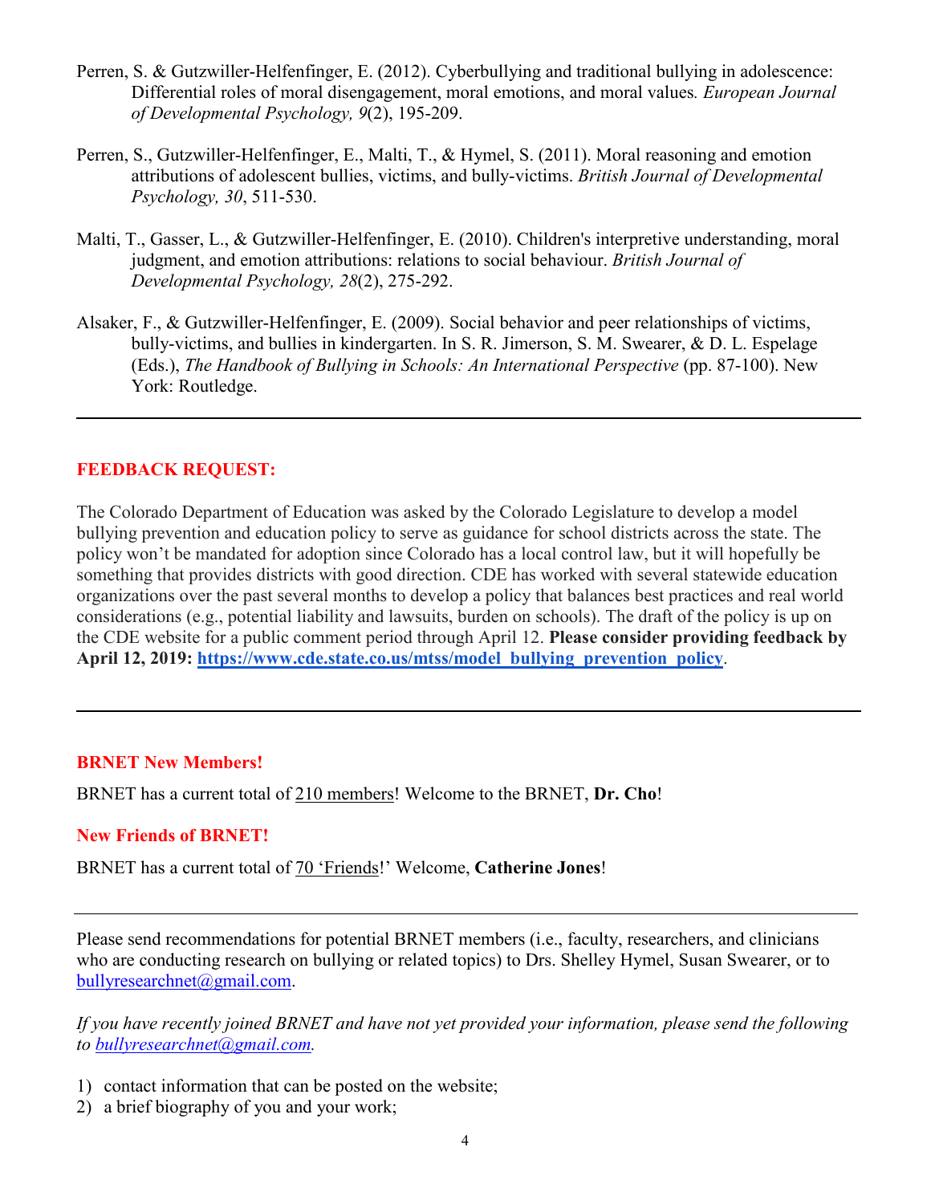Perren, S. & Gutzwiller-Helfenfinger, E. (2012). Cyberbullying and traditional bullying in adolescence: Differential roles of moral disengagement, moral emotions, and moral values. *European Journal of Developmental Psychology, 9*(2), 195-209.

Perren, S., Gutzwiller-Helfenfinger, E., Malti, T., & Hymel, S. (2011). Moral reasoning and emotion attributions of adolescent bullies, victims, and bully-victims. *British Journal of Developmental Psychology, 30*, 511-530.

Malti, T., Gasser, L., & Gutzwiller-Helfenfinger, E. (2010). Children's interpretive understanding, moral judgment, and emotion attributions: relations to social behaviour. *British Journal of Developmental Psychology, 28*(2), 275-292.

Alsaker, F., & Gutzwiller-Helfenfinger, E. (2009). Social behavior and peer relationships of victims, bully-victims, and bullies in kindergarten. In S. R. Jimerson, S. M. Swearer, & D. L. Espelage (Eds.), *The Handbook of Bullying in Schools: An International Perspective* (pp. 87-100). New York: Routledge.

---

**FEEDBACK REQUEST:**

The Colorado Department of Education was asked by the Colorado Legislature to develop a model bullying prevention and education policy to serve as guidance for school districts across the state. The policy won't be mandated for adoption since Colorado has a local control law, but it will hopefully be something that provides districts with good direction. CDE has worked with several statewide education organizations over the past several months to develop a policy that balances best practices and real world considerations (e.g., potential liability and lawsuits, burden on schools). The draft of the policy is up on the CDE website for a public comment period through April 12. **Please consider providing feedback by April 12, 2019: [https://www.cde.state.co.us/mtss/model_bullying_prevention_policy](https://www.cde.state.co.us/mtss/model_bullying_prevention_policy)**.

---

**BRNET New Members!**

BRNET has a current total of 210 members! Welcome to the BRNET, **Dr. Cho**!

**New Friends of BRNET!**

BRNET has a current total of 70 'Friends!' Welcome, **Catherine Jones**!

---

Please send recommendations for potential BRNET members (i.e., faculty, researchers, and clinicians who are conducting research on bullying or related topics) to Drs. Shelley Hymel, Susan Swearer, or to bullyresearchnet@gmail.com.

*If you have recently joined BRNET and have not yet provided your information, please send the following to bullyresearchnet@gmail.com.*

1) contact information that can be posted on the website;
2) a brief biography of you and your work;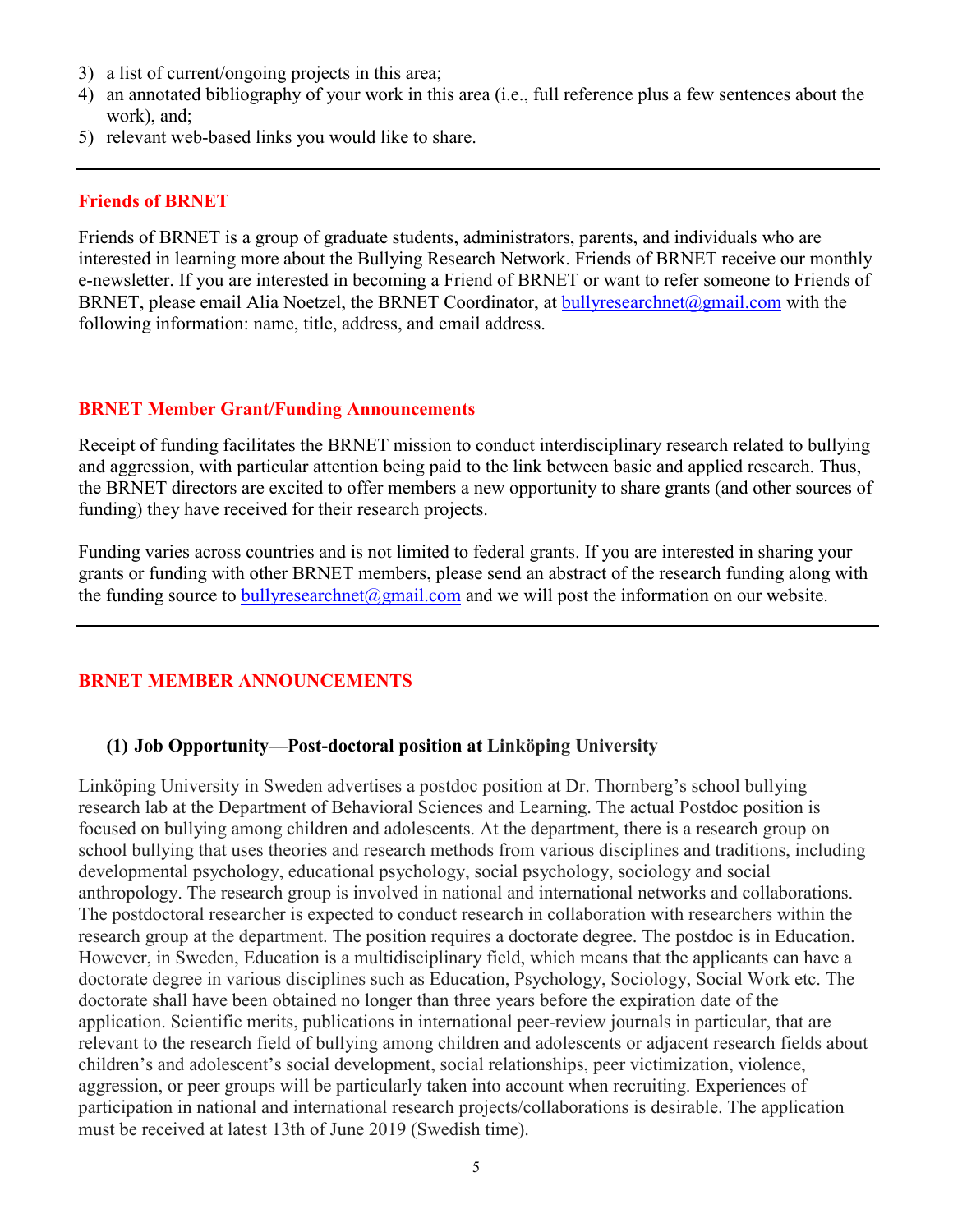3) a list of current/ongoing projects in this area;
4) an annotated bibliography of your work in this area (i.e., full reference plus a few sentences about the work), and;
5) relevant web-based links you would like to share.

---

## Friends of BRNET

Friends of BRNET is a group of graduate students, administrators, parents, and individuals who are interested in learning more about the Bullying Research Network. Friends of BRNET receive our monthly e-newsletter. If you are interested in becoming a Friend of BRNET or want to refer someone to Friends of BRNET, please email Alia Noetzel, the BRNET Coordinator, at bullyresearchnet@gmail.com with the following information: name, title, address, and email address.

---

## BRNET Member Grant/Funding Announcements

Receipt of funding facilitates the BRNET mission to conduct interdisciplinary research related to bullying and aggression, with particular attention being paid to the link between basic and applied research. Thus, the BRNET directors are excited to offer members a new opportunity to share grants (and other sources of funding) they have received for their research projects.

Funding varies across countries and is not limited to federal grants. If you are interested in sharing your grants or funding with other BRNET members, please send an abstract of the research funding along with the funding source to bullyresearchnet@gmail.com and we will post the information on our website.

---

## BRNET MEMBER ANNOUNCEMENTS

### (1) Job Opportunity—Post-doctoral position at Linköping University

Linköping University in Sweden advertises a postdoc position at Dr. Thornberg's school bullying research lab at the Department of Behavioral Sciences and Learning. The actual Postdoc position is focused on bullying among children and adolescents. At the department, there is a research group on school bullying that uses theories and research methods from various disciplines and traditions, including developmental psychology, educational psychology, social psychology, sociology and social anthropology. The research group is involved in national and international networks and collaborations. The postdoctoral researcher is expected to conduct research in collaboration with researchers within the research group at the department. The position requires a doctorate degree. The postdoc is in Education. However, in Sweden, Education is a multidisciplinary field, which means that the applicants can have a doctorate degree in various disciplines such as Education, Psychology, Sociology, Social Work etc. The doctorate shall have been obtained no longer than three years before the expiration date of the application. Scientific merits, publications in international peer-review journals in particular, that are relevant to the research field of bullying among children and adolescents or adjacent research fields about children's and adolescent's social development, social relationships, peer victimization, violence, aggression, or peer groups will be particularly taken into account when recruiting. Experiences of participation in national and international research projects/collaborations is desirable. The application must be received at latest 13th of June 2019 (Swedish time).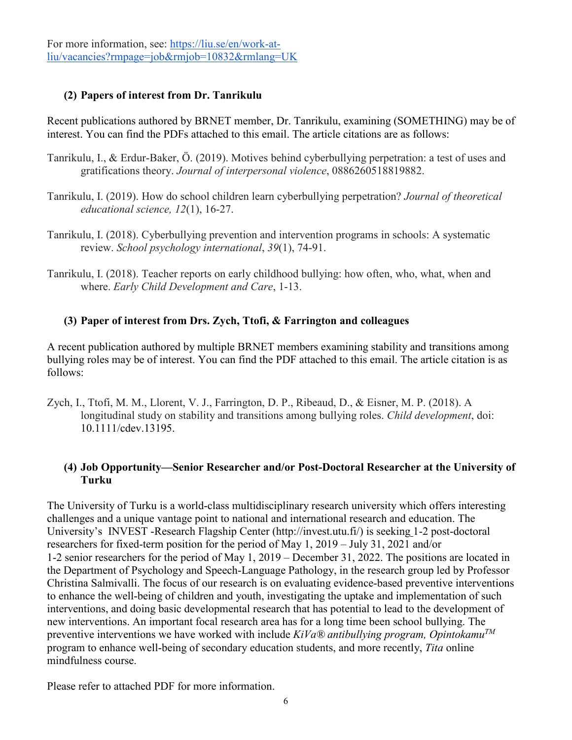For more information, see: [https://liu.se/en/work-at-liu/vacancies?rmpage=job&rmjob=10832&rmlang=UK](https://liu.se/en/work-at-liu/vacancies?rmpage=job&rmjob=10832&rmlang=UK)

### (2) Papers of interest from Dr. Tanrikulu

Recent publications authored by BRNET member, Dr. Tanrikulu, examining (SOMETHING) may be of interest. You can find the PDFs attached to this email. The article citations are as follows:

Tanrikulu, I., & Erdur-Baker, Ö. (2019). Motives behind cyberbullying perpetration: a test of uses and gratifications theory. *Journal of interpersonal violence*, 0886260518819882.

Tanrikulu, I. (2019). How do school children learn cyberbullying perpetration? *Journal of theoretical educational science, 12*(1), 16-27.

Tanrikulu, I. (2018). Cyberbullying prevention and intervention programs in schools: A systematic review. *School psychology international*, *39*(1), 74-91.

Tanrikulu, I. (2018). Teacher reports on early childhood bullying: how often, who, what, when and where. *Early Child Development and Care*, 1-13.

### (3) Paper of interest from Drs. Zych, Ttofi, & Farrington and colleagues

A recent publication authored by multiple BRNET members examining stability and transitions among bullying roles may be of interest. You can find the PDF attached to this email. The article citation is as follows:

Zych, I., Ttofi, M. M., Llorent, V. J., Farrington, D. P., Ribeaud, D., & Eisner, M. P. (2018). A longitudinal study on stability and transitions among bullying roles. *Child development*, doi: 10.1111/cdev.13195.

### (4) Job Opportunity—Senior Researcher and/or Post-Doctoral Researcher at the University of Turku

The University of Turku is a world-class multidisciplinary research university which offers interesting challenges and a unique vantage point to national and international research and education. The University's INVEST -Research Flagship Center (http://invest.utu.fi/) is seeking 1-2 post-doctoral researchers for fixed-term position for the period of May 1, 2019 – July 31, 2021 and/or 1-2 senior researchers for the period of May 1, 2019 – December 31, 2022. The positions are located in the Department of Psychology and Speech-Language Pathology, in the research group led by Professor Christina Salmivalli. The focus of our research is on evaluating evidence-based preventive interventions to enhance the well-being of children and youth, investigating the uptake and implementation of such interventions, and doing basic developmental research that has potential to lead to the development of new interventions. An important focal research area has for a long time been school bullying. The preventive interventions we have worked with include *KiVa® antibullying program, Opintokamu™* program to enhance well-being of secondary education students, and more recently, *Tita* online mindfulness course.

Please refer to attached PDF for more information.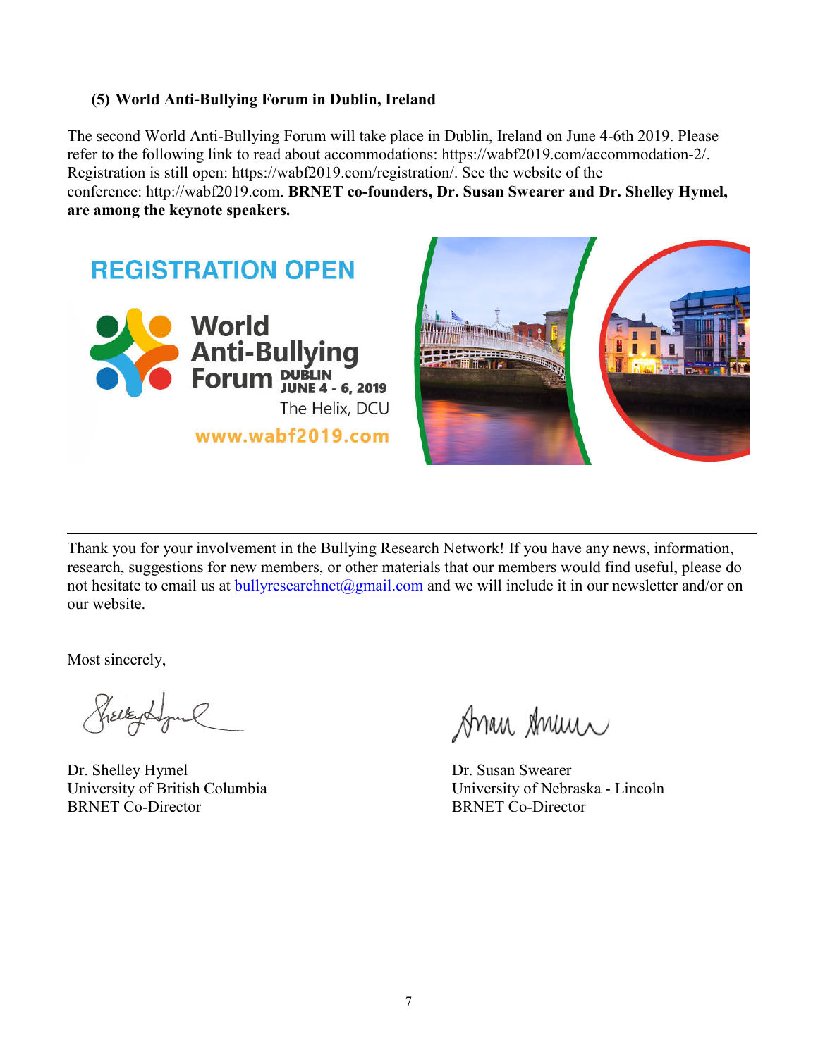**(5) World Anti-Bullying Forum in Dublin, Ireland**

The second World Anti-Bullying Forum will take place in Dublin, Ireland on June 4-6th 2019. Please refer to the following link to read about accommodations: https://wabf2019.com/accommodation-2/. Registration is still open: https://wabf2019.com/registration/. See the website of the conference: http://wabf2019.com. **BRNET co-founders, Dr. Susan Swearer and Dr. Shelley Hymel, are among the keynote speakers.**

REGISTRATION OPEN

World Anti-Bullying Forum DUBLIN JUNE 4 - 6, 2019

The Helix, DCU

www.wabf2019.com

---

Thank you for your involvement in the Bullying Research Network! If you have any news, information, research, suggestions for new members, or other materials that our members would find useful, please do not hesitate to email us at bullyresearchnet@gmail.com and we will include it in our newsletter and/or on our website.

Most sincerely,

Dr. Shelley Hymel
University of British Columbia
BRNET Co-Director

Dr. Susan Swearer
University of Nebraska - Lincoln
BRNET Co-Director